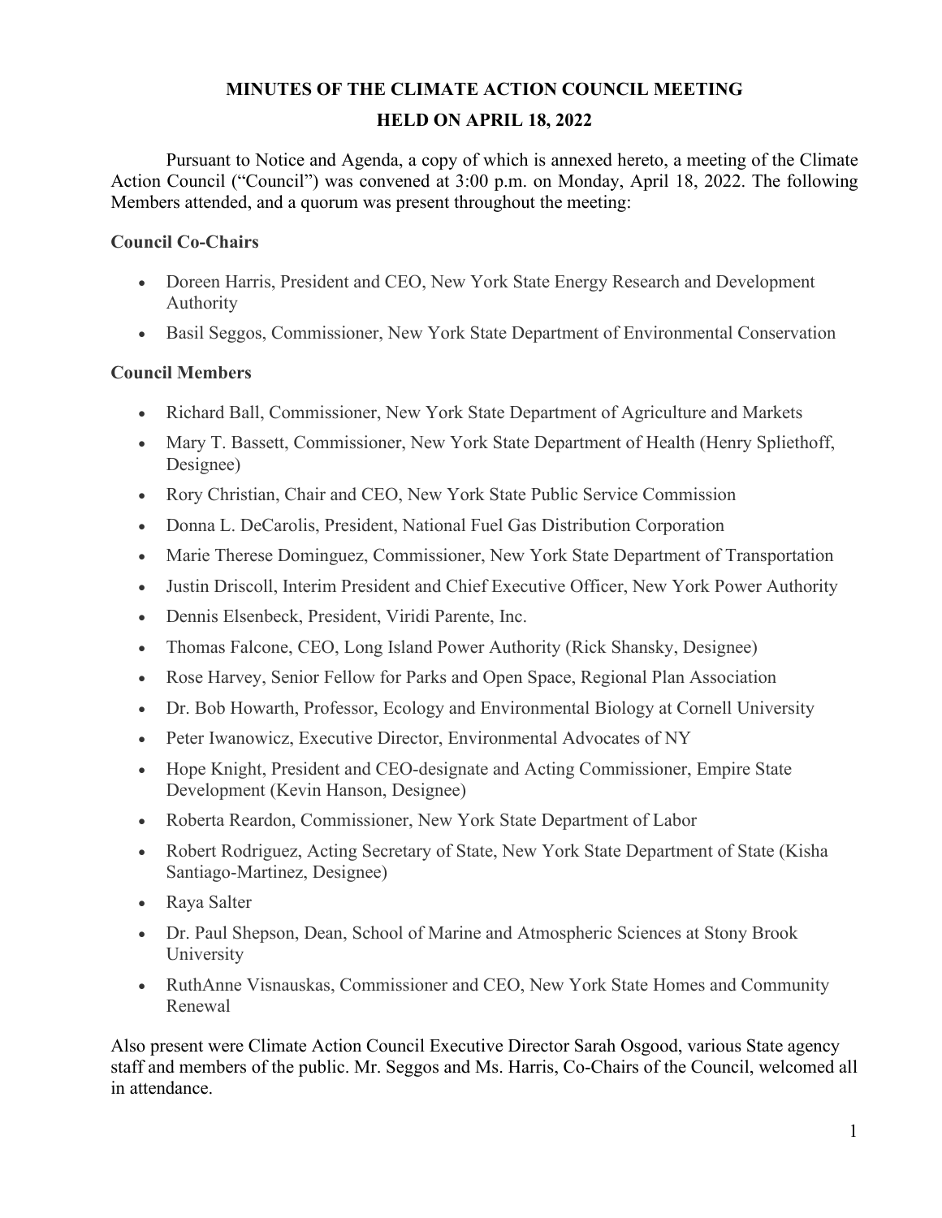# MINUTES OF THE CLIMATE ACTION COUNCIL MEETING

# HELD ON APRIL 18, 2022

Pursuant to Notice and Agenda, a copy of which is annexed hereto, a meeting of the Climate Action Council ("Council") was convened at 3:00 p.m. on Monday, April 18, 2022. The following Members attended, and a quorum was present throughout the meeting:

**Council Co-Chairs**

- Doreen Harris, President and CEO, New York State Energy Research and Development Authority
- Basil Seggos, Commissioner, New York State Department of Environmental Conservation

**Council Members**

- Richard Ball, Commissioner, New York State Department of Agriculture and Markets
- Mary T. Bassett, Commissioner, New York State Department of Health (Henry Spliethoff, Designee)
- Rory Christian, Chair and CEO, New York State Public Service Commission
- Donna L. DeCarolis, President, National Fuel Gas Distribution Corporation
- Marie Therese Dominguez, Commissioner, New York State Department of Transportation
- Justin Driscoll, Interim President and Chief Executive Officer, New York Power Authority
- Dennis Elsenbeck, President, Viridi Parente, Inc.
- Thomas Falcone, CEO, Long Island Power Authority (Rick Shansky, Designee)
- Rose Harvey, Senior Fellow for Parks and Open Space, Regional Plan Association
- Dr. Bob Howarth, Professor, Ecology and Environmental Biology at Cornell University
- Peter Iwanowicz, Executive Director, Environmental Advocates of NY
- Hope Knight, President and CEO-designate and Acting Commissioner, Empire State Development (Kevin Hanson, Designee)
- Roberta Reardon, Commissioner, New York State Department of Labor
- Robert Rodriguez, Acting Secretary of State, New York State Department of State (Kisha Santiago-Martinez, Designee)
- Raya Salter
- Dr. Paul Shepson, Dean, School of Marine and Atmospheric Sciences at Stony Brook University
- RuthAnne Visnauskas, Commissioner and CEO, New York State Homes and Community Renewal

Also present were Climate Action Council Executive Director Sarah Osgood, various State agency staff and members of the public. Mr. Seggos and Ms. Harris, Co-Chairs of the Council, welcomed all in attendance.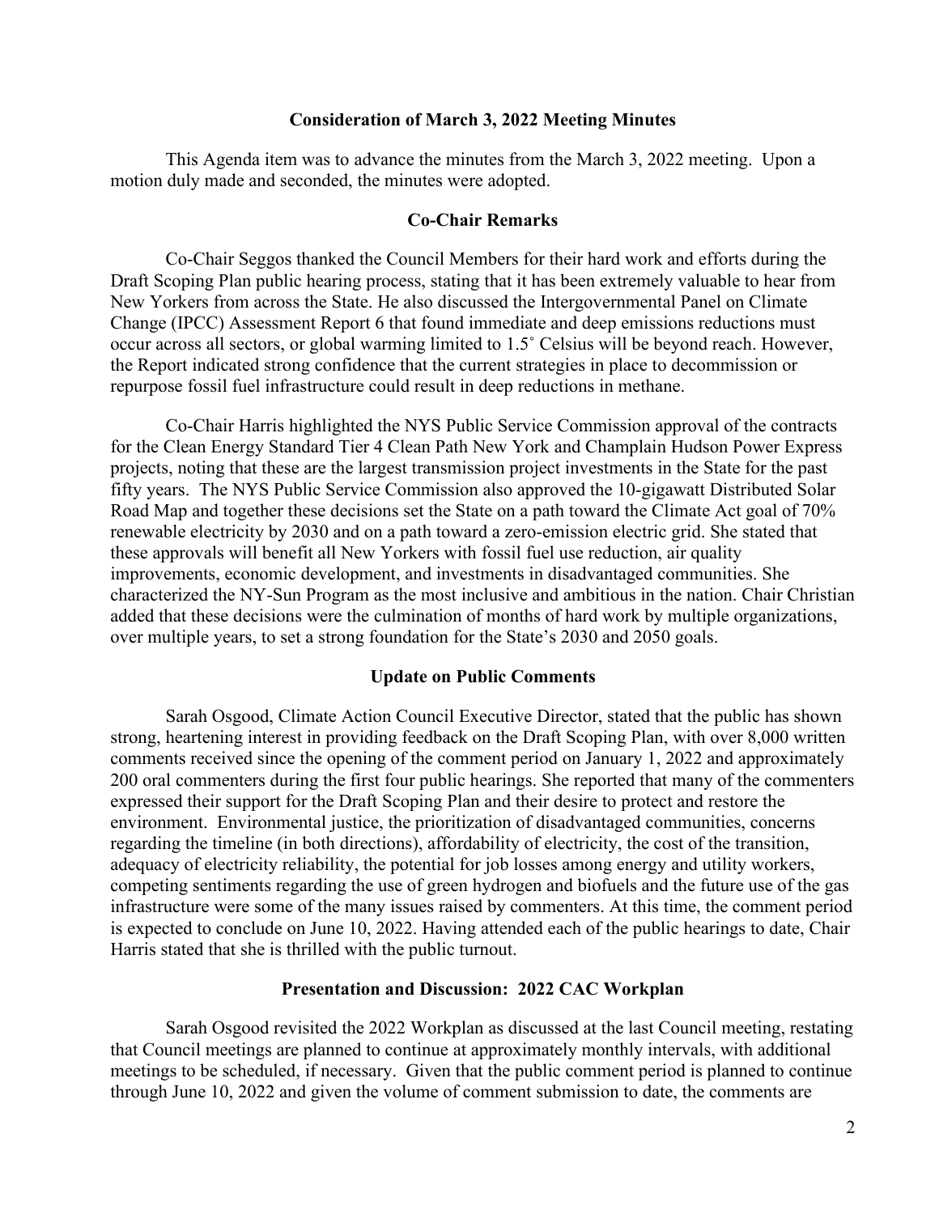**Consideration of March 3, 2022 Meeting Minutes**

This Agenda item was to advance the minutes from the March 3, 2022 meeting. Upon a motion duly made and seconded, the minutes were adopted.

**Co-Chair Remarks**

Co-Chair Seggos thanked the Council Members for their hard work and efforts during the Draft Scoping Plan public hearing process, stating that it has been extremely valuable to hear from New Yorkers from across the State. He also discussed the Intergovernmental Panel on Climate Change (IPCC) Assessment Report 6 that found immediate and deep emissions reductions must occur across all sectors, or global warming limited to 1.5˚ Celsius will be beyond reach. However, the Report indicated strong confidence that the current strategies in place to decommission or repurpose fossil fuel infrastructure could result in deep reductions in methane.

Co-Chair Harris highlighted the NYS Public Service Commission approval of the contracts for the Clean Energy Standard Tier 4 Clean Path New York and Champlain Hudson Power Express projects, noting that these are the largest transmission project investments in the State for the past fifty years. The NYS Public Service Commission also approved the 10-gigawatt Distributed Solar Road Map and together these decisions set the State on a path toward the Climate Act goal of 70% renewable electricity by 2030 and on a path toward a zero-emission electric grid. She stated that these approvals will benefit all New Yorkers with fossil fuel use reduction, air quality improvements, economic development, and investments in disadvantaged communities. She characterized the NY-Sun Program as the most inclusive and ambitious in the nation. Chair Christian added that these decisions were the culmination of months of hard work by multiple organizations, over multiple years, to set a strong foundation for the State's 2030 and 2050 goals.

**Update on Public Comments**

Sarah Osgood, Climate Action Council Executive Director, stated that the public has shown strong, heartening interest in providing feedback on the Draft Scoping Plan, with over 8,000 written comments received since the opening of the comment period on January 1, 2022 and approximately 200 oral commenters during the first four public hearings. She reported that many of the commenters expressed their support for the Draft Scoping Plan and their desire to protect and restore the environment. Environmental justice, the prioritization of disadvantaged communities, concerns regarding the timeline (in both directions), affordability of electricity, the cost of the transition, adequacy of electricity reliability, the potential for job losses among energy and utility workers, competing sentiments regarding the use of green hydrogen and biofuels and the future use of the gas infrastructure were some of the many issues raised by commenters. At this time, the comment period is expected to conclude on June 10, 2022. Having attended each of the public hearings to date, Chair Harris stated that she is thrilled with the public turnout.

**Presentation and Discussion: 2022 CAC Workplan**

Sarah Osgood revisited the 2022 Workplan as discussed at the last Council meeting, restating that Council meetings are planned to continue at approximately monthly intervals, with additional meetings to be scheduled, if necessary. Given that the public comment period is planned to continue through June 10, 2022 and given the volume of comment submission to date, the comments are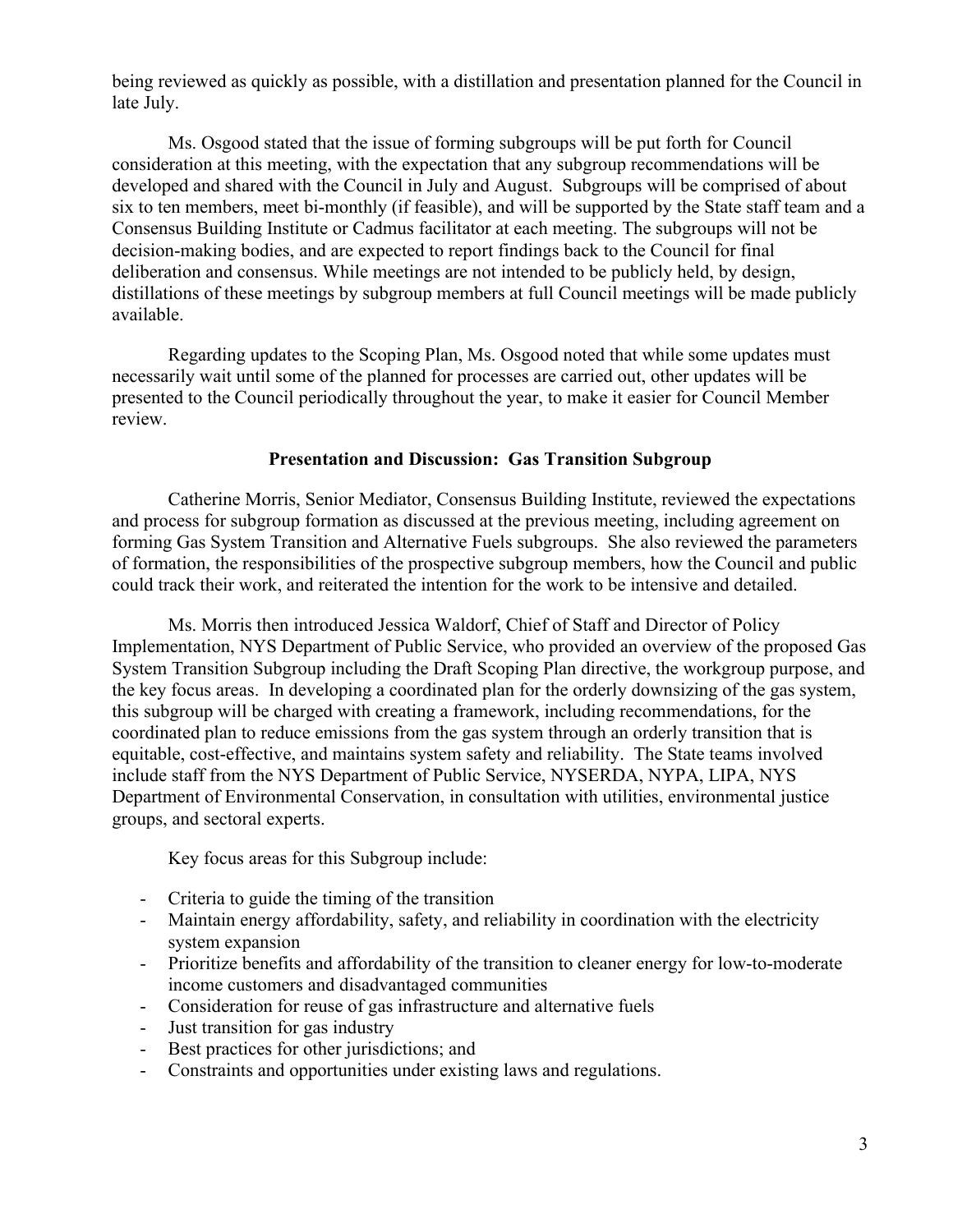being reviewed as quickly as possible, with a distillation and presentation planned for the Council in late July.

Ms. Osgood stated that the issue of forming subgroups will be put forth for Council consideration at this meeting, with the expectation that any subgroup recommendations will be developed and shared with the Council in July and August. Subgroups will be comprised of about six to ten members, meet bi-monthly (if feasible), and will be supported by the State staff team and a Consensus Building Institute or Cadmus facilitator at each meeting. The subgroups will not be decision-making bodies, and are expected to report findings back to the Council for final deliberation and consensus. While meetings are not intended to be publicly held, by design, distillations of these meetings by subgroup members at full Council meetings will be made publicly available.

Regarding updates to the Scoping Plan, Ms. Osgood noted that while some updates must necessarily wait until some of the planned for processes are carried out, other updates will be presented to the Council periodically throughout the year, to make it easier for Council Member review.

**Presentation and Discussion: Gas Transition Subgroup**

Catherine Morris, Senior Mediator, Consensus Building Institute, reviewed the expectations and process for subgroup formation as discussed at the previous meeting, including agreement on forming Gas System Transition and Alternative Fuels subgroups. She also reviewed the parameters of formation, the responsibilities of the prospective subgroup members, how the Council and public could track their work, and reiterated the intention for the work to be intensive and detailed.

Ms. Morris then introduced Jessica Waldorf, Chief of Staff and Director of Policy Implementation, NYS Department of Public Service, who provided an overview of the proposed Gas System Transition Subgroup including the Draft Scoping Plan directive, the workgroup purpose, and the key focus areas. In developing a coordinated plan for the orderly downsizing of the gas system, this subgroup will be charged with creating a framework, including recommendations, for the coordinated plan to reduce emissions from the gas system through an orderly transition that is equitable, cost-effective, and maintains system safety and reliability. The State teams involved include staff from the NYS Department of Public Service, NYSERDA, NYPA, LIPA, NYS Department of Environmental Conservation, in consultation with utilities, environmental justice groups, and sectoral experts.

Key focus areas for this Subgroup include:

- Criteria to guide the timing of the transition
- Maintain energy affordability, safety, and reliability in coordination with the electricity system expansion
- Prioritize benefits and affordability of the transition to cleaner energy for low-to-moderate income customers and disadvantaged communities
- Consideration for reuse of gas infrastructure and alternative fuels
- Just transition for gas industry
- Best practices for other jurisdictions; and
- Constraints and opportunities under existing laws and regulations.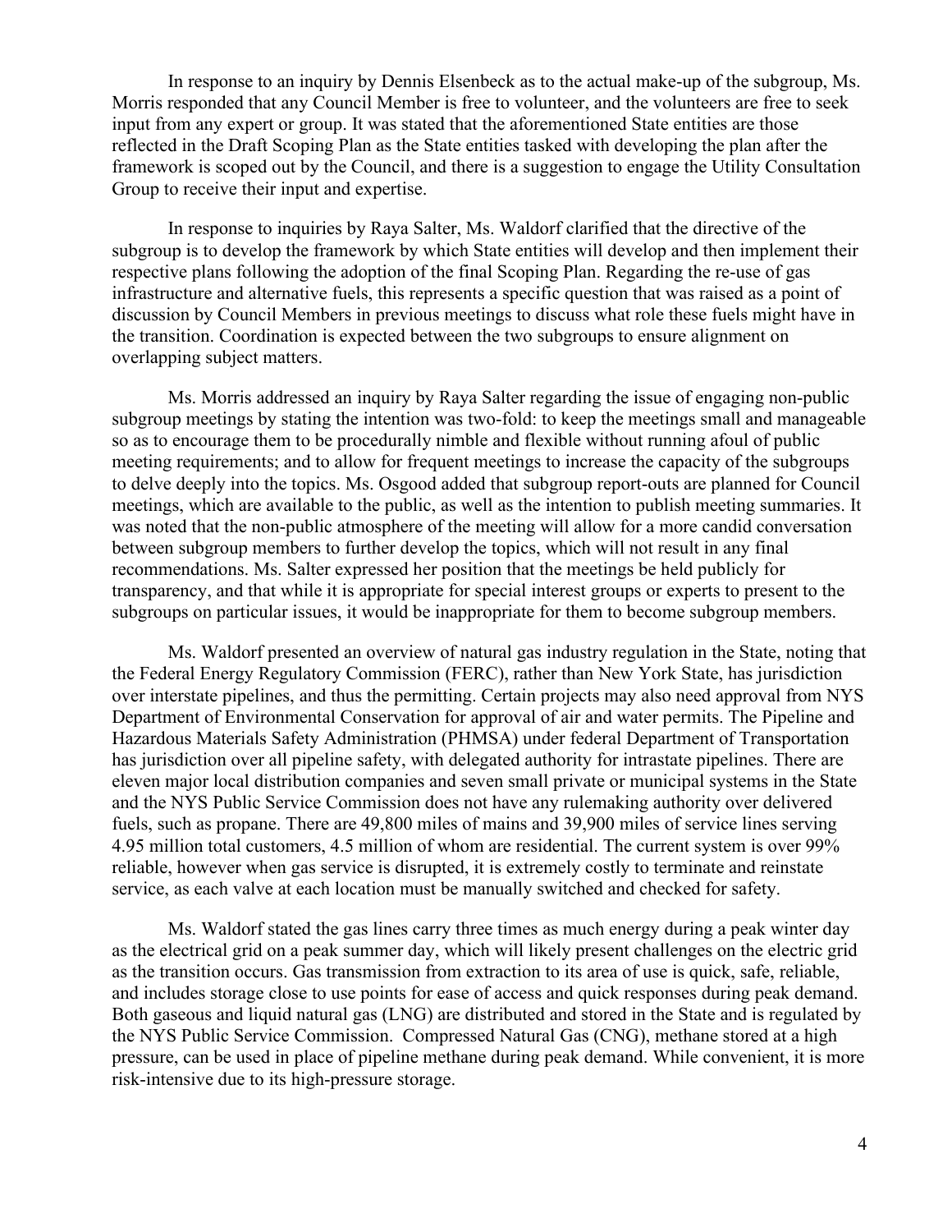In response to an inquiry by Dennis Elsenbeck as to the actual make-up of the subgroup, Ms. Morris responded that any Council Member is free to volunteer, and the volunteers are free to seek input from any expert or group. It was stated that the aforementioned State entities are those reflected in the Draft Scoping Plan as the State entities tasked with developing the plan after the framework is scoped out by the Council, and there is a suggestion to engage the Utility Consultation Group to receive their input and expertise.

In response to inquiries by Raya Salter, Ms. Waldorf clarified that the directive of the subgroup is to develop the framework by which State entities will develop and then implement their respective plans following the adoption of the final Scoping Plan. Regarding the re-use of gas infrastructure and alternative fuels, this represents a specific question that was raised as a point of discussion by Council Members in previous meetings to discuss what role these fuels might have in the transition. Coordination is expected between the two subgroups to ensure alignment on overlapping subject matters.

Ms. Morris addressed an inquiry by Raya Salter regarding the issue of engaging non-public subgroup meetings by stating the intention was two-fold: to keep the meetings small and manageable so as to encourage them to be procedurally nimble and flexible without running afoul of public meeting requirements; and to allow for frequent meetings to increase the capacity of the subgroups to delve deeply into the topics. Ms. Osgood added that subgroup report-outs are planned for Council meetings, which are available to the public, as well as the intention to publish meeting summaries. It was noted that the non-public atmosphere of the meeting will allow for a more candid conversation between subgroup members to further develop the topics, which will not result in any final recommendations. Ms. Salter expressed her position that the meetings be held publicly for transparency, and that while it is appropriate for special interest groups or experts to present to the subgroups on particular issues, it would be inappropriate for them to become subgroup members.

Ms. Waldorf presented an overview of natural gas industry regulation in the State, noting that the Federal Energy Regulatory Commission (FERC), rather than New York State, has jurisdiction over interstate pipelines, and thus the permitting. Certain projects may also need approval from NYS Department of Environmental Conservation for approval of air and water permits. The Pipeline and Hazardous Materials Safety Administration (PHMSA) under federal Department of Transportation has jurisdiction over all pipeline safety, with delegated authority for intrastate pipelines. There are eleven major local distribution companies and seven small private or municipal systems in the State and the NYS Public Service Commission does not have any rulemaking authority over delivered fuels, such as propane. There are 49,800 miles of mains and 39,900 miles of service lines serving 4.95 million total customers, 4.5 million of whom are residential. The current system is over 99% reliable, however when gas service is disrupted, it is extremely costly to terminate and reinstate service, as each valve at each location must be manually switched and checked for safety.

Ms. Waldorf stated the gas lines carry three times as much energy during a peak winter day as the electrical grid on a peak summer day, which will likely present challenges on the electric grid as the transition occurs. Gas transmission from extraction to its area of use is quick, safe, reliable, and includes storage close to use points for ease of access and quick responses during peak demand. Both gaseous and liquid natural gas (LNG) are distributed and stored in the State and is regulated by the NYS Public Service Commission. Compressed Natural Gas (CNG), methane stored at a high pressure, can be used in place of pipeline methane during peak demand. While convenient, it is more risk-intensive due to its high-pressure storage.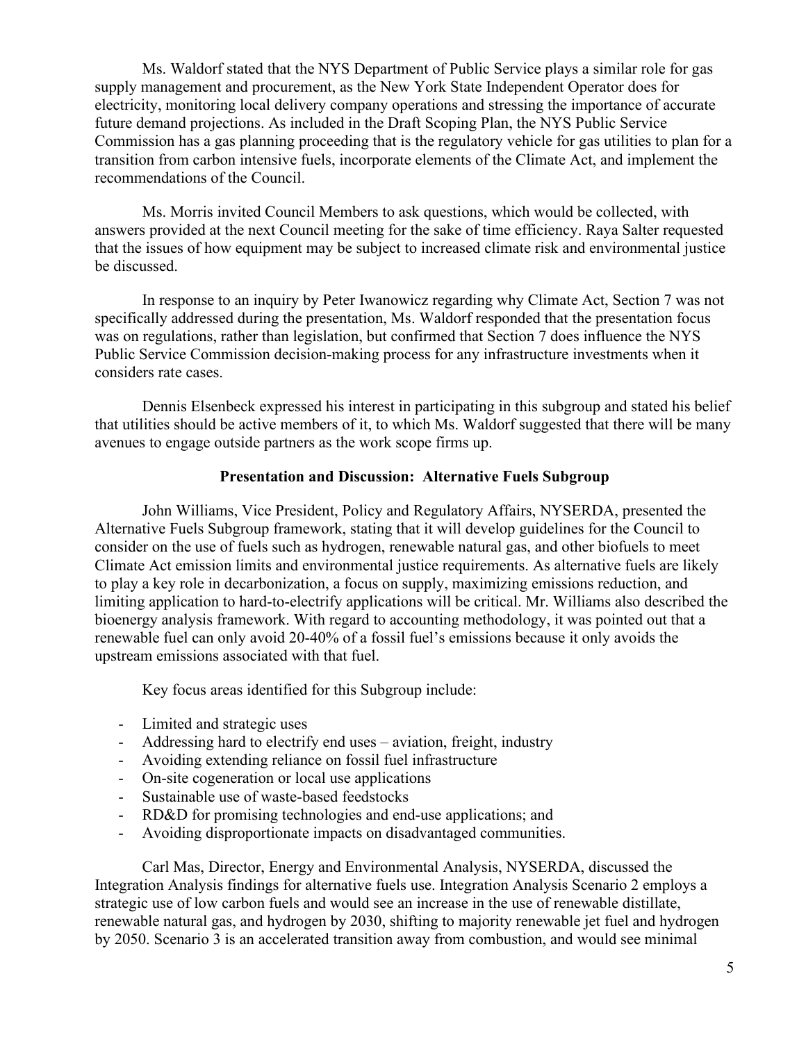Ms. Waldorf stated that the NYS Department of Public Service plays a similar role for gas supply management and procurement, as the New York State Independent Operator does for electricity, monitoring local delivery company operations and stressing the importance of accurate future demand projections. As included in the Draft Scoping Plan, the NYS Public Service Commission has a gas planning proceeding that is the regulatory vehicle for gas utilities to plan for a transition from carbon intensive fuels, incorporate elements of the Climate Act, and implement the recommendations of the Council.

Ms. Morris invited Council Members to ask questions, which would be collected, with answers provided at the next Council meeting for the sake of time efficiency. Raya Salter requested that the issues of how equipment may be subject to increased climate risk and environmental justice be discussed.

In response to an inquiry by Peter Iwanowicz regarding why Climate Act, Section 7 was not specifically addressed during the presentation, Ms. Waldorf responded that the presentation focus was on regulations, rather than legislation, but confirmed that Section 7 does influence the NYS Public Service Commission decision-making process for any infrastructure investments when it considers rate cases.

Dennis Elsenbeck expressed his interest in participating in this subgroup and stated his belief that utilities should be active members of it, to which Ms. Waldorf suggested that there will be many avenues to engage outside partners as the work scope firms up.

**Presentation and Discussion: Alternative Fuels Subgroup**

John Williams, Vice President, Policy and Regulatory Affairs, NYSERDA, presented the Alternative Fuels Subgroup framework, stating that it will develop guidelines for the Council to consider on the use of fuels such as hydrogen, renewable natural gas, and other biofuels to meet Climate Act emission limits and environmental justice requirements. As alternative fuels are likely to play a key role in decarbonization, a focus on supply, maximizing emissions reduction, and limiting application to hard-to-electrify applications will be critical. Mr. Williams also described the bioenergy analysis framework. With regard to accounting methodology, it was pointed out that a renewable fuel can only avoid 20-40% of a fossil fuel's emissions because it only avoids the upstream emissions associated with that fuel.

Key focus areas identified for this Subgroup include:

- Limited and strategic uses
- Addressing hard to electrify end uses – aviation, freight, industry
- Avoiding extending reliance on fossil fuel infrastructure
- On-site cogeneration or local use applications
- Sustainable use of waste-based feedstocks
- RD&D for promising technologies and end-use applications; and
- Avoiding disproportionate impacts on disadvantaged communities.

Carl Mas, Director, Energy and Environmental Analysis, NYSERDA, discussed the Integration Analysis findings for alternative fuels use. Integration Analysis Scenario 2 employs a strategic use of low carbon fuels and would see an increase in the use of renewable distillate, renewable natural gas, and hydrogen by 2030, shifting to majority renewable jet fuel and hydrogen by 2050. Scenario 3 is an accelerated transition away from combustion, and would see minimal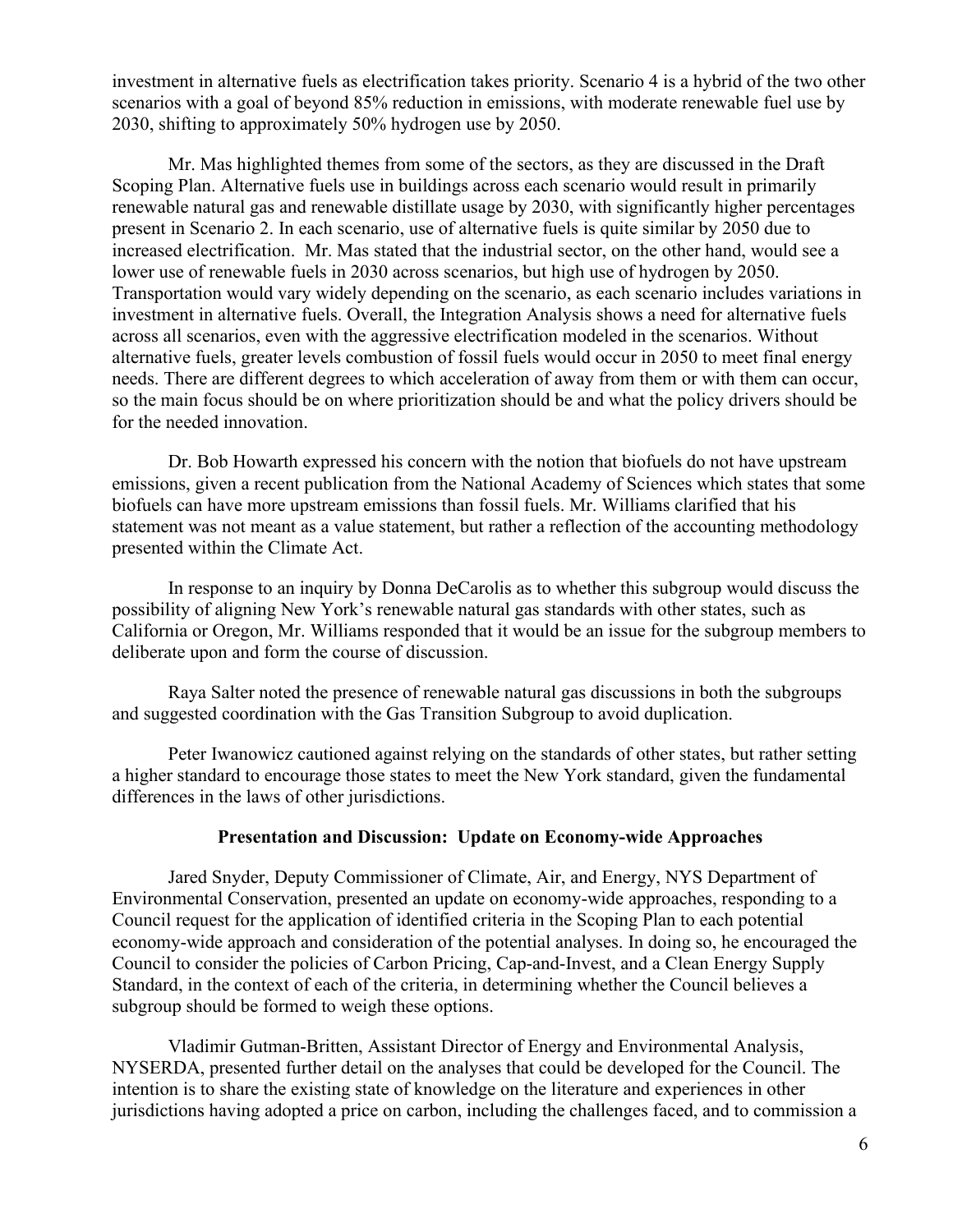investment in alternative fuels as electrification takes priority. Scenario 4 is a hybrid of the two other scenarios with a goal of beyond 85% reduction in emissions, with moderate renewable fuel use by 2030, shifting to approximately 50% hydrogen use by 2050.

Mr. Mas highlighted themes from some of the sectors, as they are discussed in the Draft Scoping Plan. Alternative fuels use in buildings across each scenario would result in primarily renewable natural gas and renewable distillate usage by 2030, with significantly higher percentages present in Scenario 2. In each scenario, use of alternative fuels is quite similar by 2050 due to increased electrification. Mr. Mas stated that the industrial sector, on the other hand, would see a lower use of renewable fuels in 2030 across scenarios, but high use of hydrogen by 2050. Transportation would vary widely depending on the scenario, as each scenario includes variations in investment in alternative fuels. Overall, the Integration Analysis shows a need for alternative fuels across all scenarios, even with the aggressive electrification modeled in the scenarios. Without alternative fuels, greater levels combustion of fossil fuels would occur in 2050 to meet final energy needs. There are different degrees to which acceleration of away from them or with them can occur, so the main focus should be on where prioritization should be and what the policy drivers should be for the needed innovation.

Dr. Bob Howarth expressed his concern with the notion that biofuels do not have upstream emissions, given a recent publication from the National Academy of Sciences which states that some biofuels can have more upstream emissions than fossil fuels. Mr. Williams clarified that his statement was not meant as a value statement, but rather a reflection of the accounting methodology presented within the Climate Act.

In response to an inquiry by Donna DeCarolis as to whether this subgroup would discuss the possibility of aligning New York's renewable natural gas standards with other states, such as California or Oregon, Mr. Williams responded that it would be an issue for the subgroup members to deliberate upon and form the course of discussion.

Raya Salter noted the presence of renewable natural gas discussions in both the subgroups and suggested coordination with the Gas Transition Subgroup to avoid duplication.

Peter Iwanowicz cautioned against relying on the standards of other states, but rather setting a higher standard to encourage those states to meet the New York standard, given the fundamental differences in the laws of other jurisdictions.

**Presentation and Discussion: Update on Economy-wide Approaches**

Jared Snyder, Deputy Commissioner of Climate, Air, and Energy, NYS Department of Environmental Conservation, presented an update on economy-wide approaches, responding to a Council request for the application of identified criteria in the Scoping Plan to each potential economy-wide approach and consideration of the potential analyses. In doing so, he encouraged the Council to consider the policies of Carbon Pricing, Cap-and-Invest, and a Clean Energy Supply Standard, in the context of each of the criteria, in determining whether the Council believes a subgroup should be formed to weigh these options.

Vladimir Gutman-Britten, Assistant Director of Energy and Environmental Analysis, NYSERDA, presented further detail on the analyses that could be developed for the Council. The intention is to share the existing state of knowledge on the literature and experiences in other jurisdictions having adopted a price on carbon, including the challenges faced, and to commission a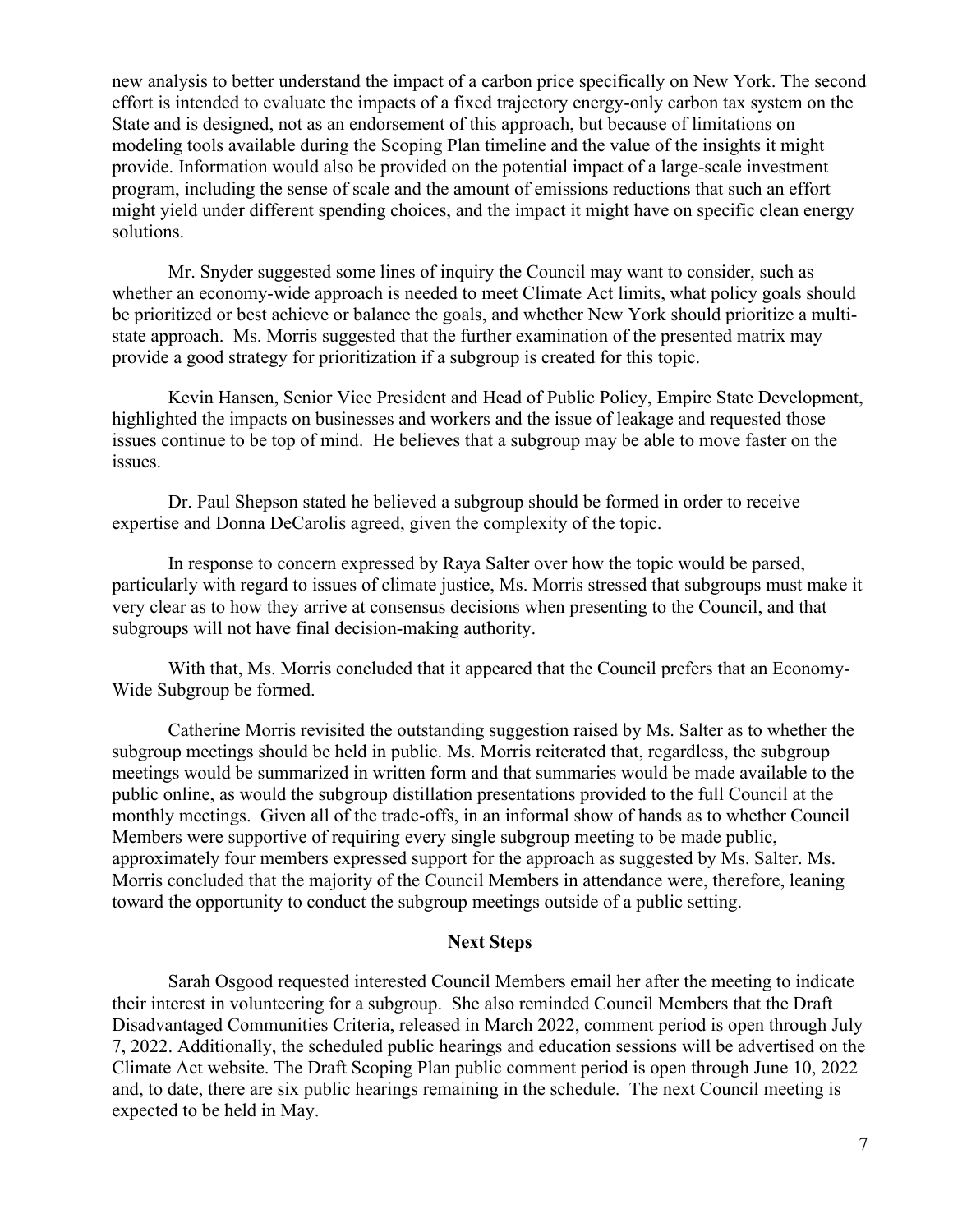new analysis to better understand the impact of a carbon price specifically on New York. The second effort is intended to evaluate the impacts of a fixed trajectory energy-only carbon tax system on the State and is designed, not as an endorsement of this approach, but because of limitations on modeling tools available during the Scoping Plan timeline and the value of the insights it might provide. Information would also be provided on the potential impact of a large-scale investment program, including the sense of scale and the amount of emissions reductions that such an effort might yield under different spending choices, and the impact it might have on specific clean energy solutions.

Mr. Snyder suggested some lines of inquiry the Council may want to consider, such as whether an economy-wide approach is needed to meet Climate Act limits, what policy goals should be prioritized or best achieve or balance the goals, and whether New York should prioritize a multi-state approach. Ms. Morris suggested that the further examination of the presented matrix may provide a good strategy for prioritization if a subgroup is created for this topic.

Kevin Hansen, Senior Vice President and Head of Public Policy, Empire State Development, highlighted the impacts on businesses and workers and the issue of leakage and requested those issues continue to be top of mind. He believes that a subgroup may be able to move faster on the issues.

Dr. Paul Shepson stated he believed a subgroup should be formed in order to receive expertise and Donna DeCarolis agreed, given the complexity of the topic.

In response to concern expressed by Raya Salter over how the topic would be parsed, particularly with regard to issues of climate justice, Ms. Morris stressed that subgroups must make it very clear as to how they arrive at consensus decisions when presenting to the Council, and that subgroups will not have final decision-making authority.

With that, Ms. Morris concluded that it appeared that the Council prefers that an Economy-Wide Subgroup be formed.

Catherine Morris revisited the outstanding suggestion raised by Ms. Salter as to whether the subgroup meetings should be held in public. Ms. Morris reiterated that, regardless, the subgroup meetings would be summarized in written form and that summaries would be made available to the public online, as would the subgroup distillation presentations provided to the full Council at the monthly meetings. Given all of the trade-offs, in an informal show of hands as to whether Council Members were supportive of requiring every single subgroup meeting to be made public, approximately four members expressed support for the approach as suggested by Ms. Salter. Ms. Morris concluded that the majority of the Council Members in attendance were, therefore, leaning toward the opportunity to conduct the subgroup meetings outside of a public setting.

## Next Steps

Sarah Osgood requested interested Council Members email her after the meeting to indicate their interest in volunteering for a subgroup. She also reminded Council Members that the Draft Disadvantaged Communities Criteria, released in March 2022, comment period is open through July 7, 2022. Additionally, the scheduled public hearings and education sessions will be advertised on the Climate Act website. The Draft Scoping Plan public comment period is open through June 10, 2022 and, to date, there are six public hearings remaining in the schedule. The next Council meeting is expected to be held in May.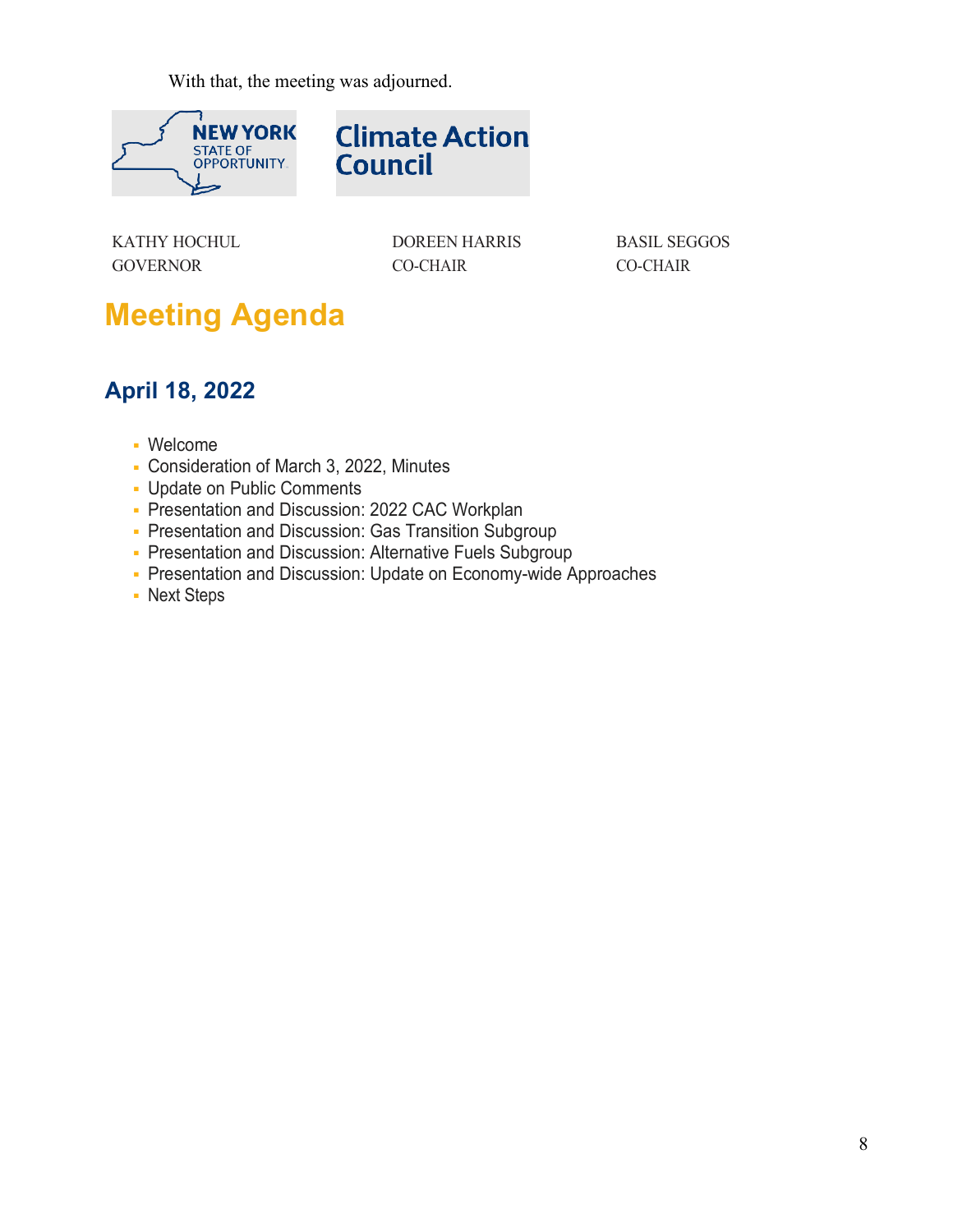With that, the meeting was adjourned.

NEW YORK STATE OF OPPORTUNITY

Climate Action Council

KATHY HOCHUL
GOVERNOR

DOREEN HARRIS
CO-CHAIR

BASIL SEGGOS
CO-CHAIR

# Meeting Agenda

## April 18, 2022

- Welcome
- Consideration of March 3, 2022, Minutes
- Update on Public Comments
- Presentation and Discussion: 2022 CAC Workplan
- Presentation and Discussion: Gas Transition Subgroup
- Presentation and Discussion: Alternative Fuels Subgroup
- Presentation and Discussion: Update on Economy-wide Approaches
- Next Steps